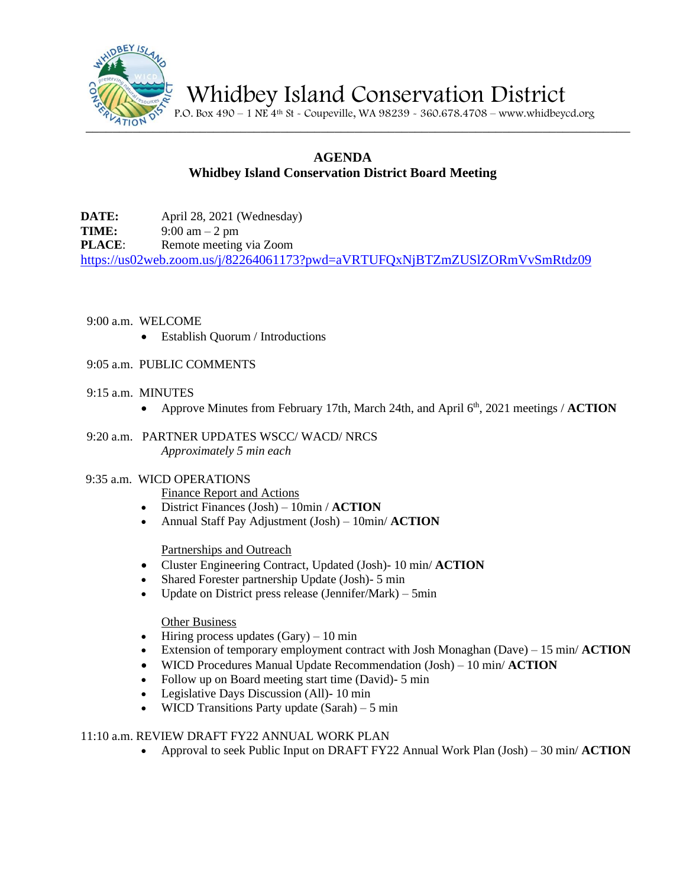# Whidbey Island Conservation District

P.O. Box 490 – 1 NE 4th St - Coupeville, WA 98239 - 360.678.4708 – www.whidbeycd.org

## AGENDA
## Whidbey Island Conservation District Board Meeting

**DATE:** April 28, 2021 (Wednesday)
**TIME:** 9:00 am – 2 pm
**PLACE**: Remote meeting via Zoom
https://us02web.zoom.us/j/82264061173?pwd=aVRTUFQxNjBTZmZUSlZORmVvSmRtdz09

9:00 a.m. WELCOME
- Establish Quorum / Introductions

9:05 a.m. PUBLIC COMMENTS

9:15 a.m. MINUTES
- Approve Minutes from February 17th, March 24th, and April 6th, 2021 meetings / **ACTION**

9:20 a.m. PARTNER UPDATES WSCC/ WACD/ NRCS
*Approximately 5 min each*

9:35 a.m. WICD OPERATIONS

Finance Report and Actions
- District Finances (Josh) – 10min / **ACTION**
- Annual Staff Pay Adjustment (Josh) – 10min/ **ACTION**

Partnerships and Outreach
- Cluster Engineering Contract, Updated (Josh)- 10 min/ **ACTION**
- Shared Forester partnership Update (Josh)- 5 min
- Update on District press release (Jennifer/Mark) – 5min

Other Business
- Hiring process updates (Gary) – 10 min
- Extension of temporary employment contract with Josh Monaghan (Dave) – 15 min/ **ACTION**
- WICD Procedures Manual Update Recommendation (Josh) – 10 min/ **ACTION**
- Follow up on Board meeting start time (David)- 5 min
- Legislative Days Discussion (All)- 10 min
- WICD Transitions Party update (Sarah) – 5 min

11:10 a.m. REVIEW DRAFT FY22 ANNUAL WORK PLAN
- Approval to seek Public Input on DRAFT FY22 Annual Work Plan (Josh) – 30 min/ **ACTION**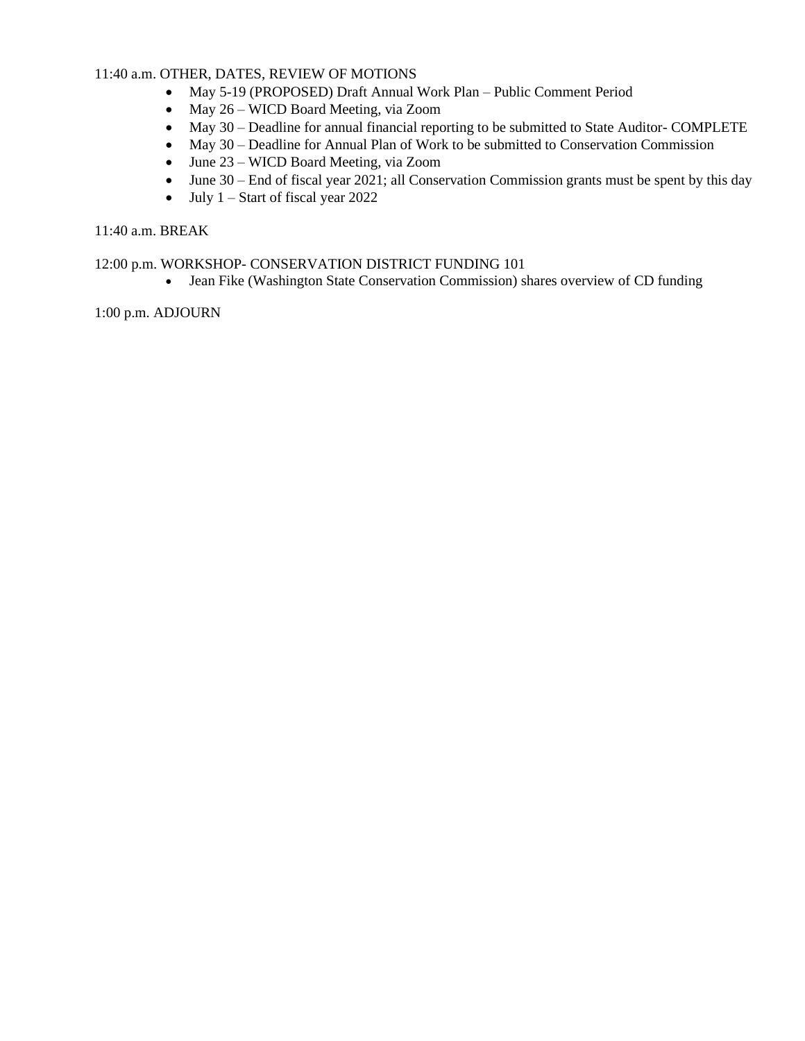11:40 a.m. OTHER, DATES, REVIEW OF MOTIONS

- May 5-19 (PROPOSED) Draft Annual Work Plan – Public Comment Period
- May 26 – WICD Board Meeting, via Zoom
- May 30 – Deadline for annual financial reporting to be submitted to State Auditor- COMPLETE
- May 30 – Deadline for Annual Plan of Work to be submitted to Conservation Commission
- June 23 – WICD Board Meeting, via Zoom
- June 30 – End of fiscal year 2021; all Conservation Commission grants must be spent by this day
- July 1 – Start of fiscal year 2022

11:40 a.m. BREAK

12:00 p.m. WORKSHOP- CONSERVATION DISTRICT FUNDING 101

- Jean Fike (Washington State Conservation Commission) shares overview of CD funding

1:00 p.m. ADJOURN